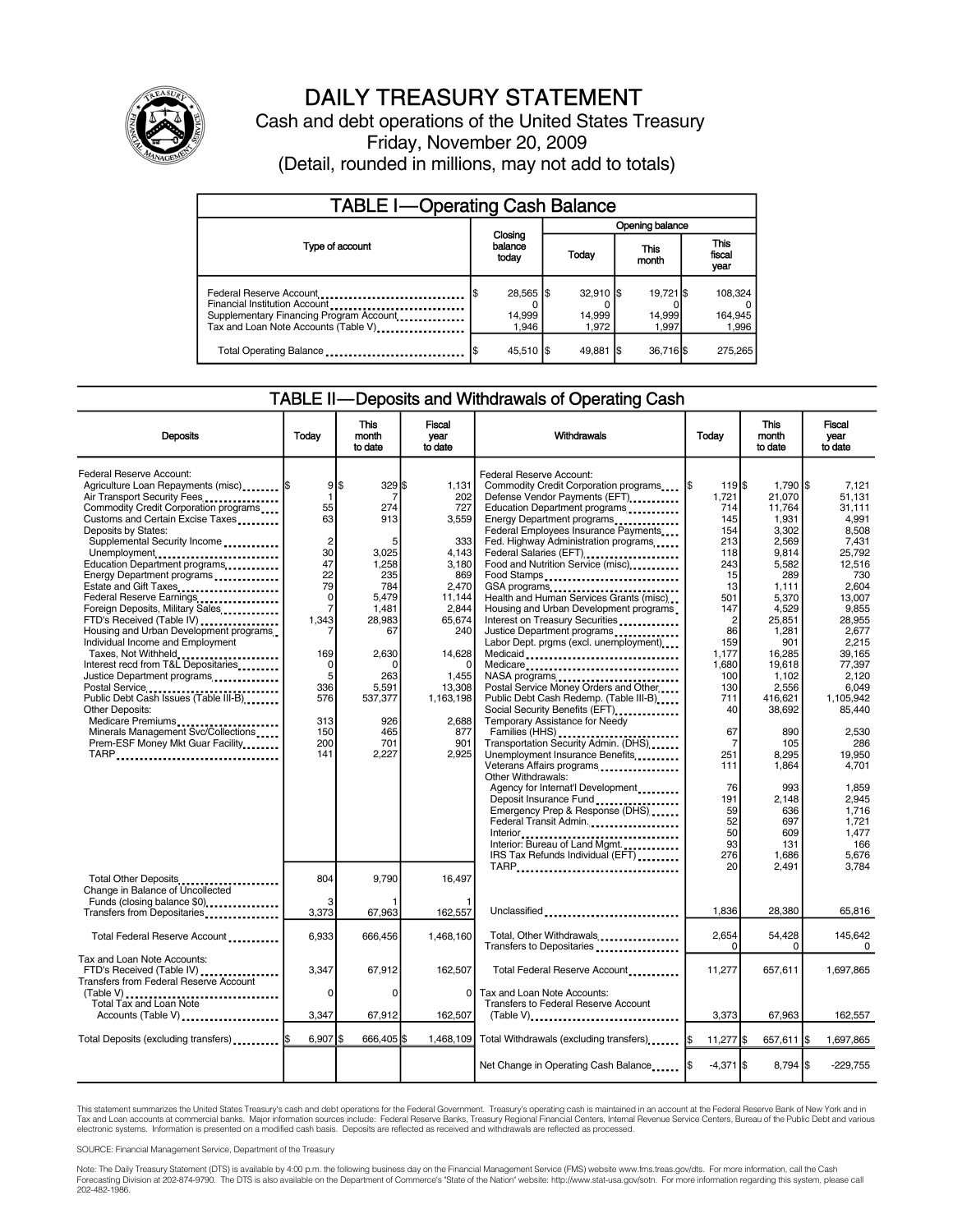# DAILY TREASURY STATEMENT

Cash and debt operations of the United States Treasury

Friday, November 20, 2009

(Detail, rounded in millions, may not add to totals)

## TABLE I—Operating Cash Balance

| Type of account | Closing balance today | Opening balance Today | Opening balance This month | Opening balance This fiscal year |
|---|---|---|---|---|
| Federal Reserve Account | $ 28,565 | $ 32,910 | $ 19,721 | $ 108,324 |
| Financial Institution Account | 0 | 0 | 0 | 0 |
| Supplementary Financing Program Account | 14,999 | 14,999 | 14,999 | 164,945 |
| Tax and Loan Note Accounts (Table V) | 1,946 | 1,972 | 1,997 | 1,996 |
| Total Operating Balance | $ 45,510 | $ 49,881 | $ 36,716 | $ 275,265 |

## TABLE II—Deposits and Withdrawals of Operating Cash

| Deposits | Today | This month to date | Fiscal year to date |
|---|---|---|---|
| Federal Reserve Account: | | | |
| Agriculture Loan Repayments (misc) | $ 9 | $ 329 | $ 1,131 |
| Air Transport Security Fees | 1 | 7 | 202 |
| Commodity Credit Corporation programs | 55 | 274 | 727 |
| Customs and Certain Excise Taxes | 63 | 913 | 3,559 |
| Deposits by States: | | | |
| Supplemental Security Income | 2 | 5 | 333 |
| Unemployment | 30 | 3,025 | 4,143 |
| Education Department programs | 47 | 1,258 | 3,180 |
| Energy Department programs | 22 | 235 | 869 |
| Estate and Gift Taxes | 79 | 784 | 2,470 |
| Federal Reserve Earnings | 0 | 5,479 | 11,144 |
| Foreign Deposits, Military Sales | 7 | 1,481 | 2,844 |
| FTD's Received (Table IV) | 1,343 | 28,983 | 65,674 |
| Housing and Urban Development programs | 7 | 67 | 240 |
| Individual Income and Employment Taxes, Not Withheld | 169 | 2,630 | 14,628 |
| Interest recd from T&L Depositaries | 0 | 0 | 0 |
| Justice Department programs | 5 | 263 | 1,455 |
| Postal Service | 336 | 5,591 | 13,308 |
| Public Debt Cash Issues (Table III-B) | 576 | 537,377 | 1,163,198 |
| Other Deposits: | | | |
| Medicare Premiums | 313 | 926 | 2,688 |
| Minerals Management Svc/Collections | 150 | 465 | 877 |
| Prem-ESF Money Mkt Guar Facility | 200 | 701 | 901 |
| TARP | 141 | 2,227 | 2,925 |
| Total Other Deposits | 804 | 9,790 | 16,497 |
| Change in Balance of Uncollected Funds (closing balance $0) | 3 | 1 | 1 |
| Transfers from Depositaries | 3,373 | 67,963 | 162,557 |
| Total Federal Reserve Account | 6,933 | 666,456 | 1,468,160 |
| Tax and Loan Note Accounts: | | | |
| FTD's Received (Table IV) | 3,347 | 67,912 | 162,507 |
| Transfers from Federal Reserve Account (Table V) | 0 | 0 | 0 |
| Total Tax and Loan Note Accounts (Table V) | 3,347 | 67,912 | 162,507 |
| Total Deposits (excluding transfers) | $ 6,907 | $ 666,405 | $ 1,468,109 |

| Withdrawals | Today | This month to date | Fiscal year to date |
|---|---|---|---|
| Federal Reserve Account: | | | |
| Commodity Credit Corporation programs | $ 119 | $ 1,790 | $ 7,121 |
| Defense Vendor Payments (EFT) | 1,721 | 21,070 | 51,131 |
| Education Department programs | 714 | 11,764 | 31,111 |
| Energy Department programs | 145 | 1,931 | 4,991 |
| Federal Employees Insurance Payments | 154 | 3,302 | 8,508 |
| Fed. Highway Administration programs | 213 | 2,569 | 7,431 |
| Federal Salaries (EFT) | 118 | 9,814 | 25,792 |
| Food and Nutrition Service (misc) | 243 | 5,582 | 12,516 |
| Food Stamps | 15 | 289 | 730 |
| GSA programs | 13 | 1,111 | 2,604 |
| Health and Human Services Grants (misc) | 501 | 5,370 | 13,007 |
| Housing and Urban Development programs | 147 | 4,529 | 9,855 |
| Interest on Treasury Securities | 2 | 25,851 | 28,955 |
| Justice Department programs | 86 | 1,281 | 2,677 |
| Labor Dept. prgms (excl. unemployment) | 159 | 901 | 2,215 |
| Medicaid | 1,177 | 16,285 | 39,165 |
| Medicare | 1,680 | 19,618 | 77,397 |
| NASA programs | 100 | 1,102 | 2,120 |
| Postal Service Money Orders and Other | 130 | 2,556 | 6,049 |
| Public Debt Cash Redemp. (Table III-B) | 711 | 416,621 | 1,105,942 |
| Social Security Benefits (EFT) | 40 | 38,692 | 85,440 |
| Temporary Assistance for Needy Families (HHS) | 67 | 890 | 2,530 |
| Transportation Security Admin. (DHS) | 7 | 105 | 286 |
| Unemployment Insurance Benefits | 251 | 8,295 | 19,950 |
| Veterans Affairs programs | 111 | 1,864 | 4,701 |
| Other Withdrawals: | | | |
| Agency for Internat'l Development | 76 | 993 | 1,859 |
| Deposit Insurance Fund | 191 | 2,148 | 2,945 |
| Emergency Prep & Response (DHS) | 59 | 636 | 1,716 |
| Federal Transit Admin. | 52 | 697 | 1,721 |
| Interior | 50 | 609 | 1,477 |
| Interior: Bureau of Land Mgmt. | 93 | 131 | 166 |
| IRS Tax Refunds Individual (EFT) | 276 | 1,686 | 5,676 |
| TARP | 20 | 2,491 | 3,784 |
| Unclassified | 1,836 | 28,380 | 65,816 |
| Total, Other Withdrawals | 2,654 | 54,428 | 145,642 |
| Transfers to Depositaries | 0 | 0 | 0 |
| Total Federal Reserve Account | 11,277 | 657,611 | 1,697,865 |
| Tax and Loan Note Accounts: | | | |
| Transfers to Federal Reserve Account (Table V) | 3,373 | 67,963 | 162,557 |
| Total Withdrawals (excluding transfers) | $ 11,277 | $ 657,611 | $ 1,697,865 |
| Net Change in Operating Cash Balance | $ -4,371 | $ 8,794 | $ -229,755 |

This statement summarizes the United States Treasury's cash and debt operations for the Federal Government. Treasury's operating cash is maintained in an account at the Federal Reserve Bank of New York and in Tax and Loan accounts at commercial banks. Major information sources include: Federal Reserve Banks, Treasury Regional Financial Centers, Internal Revenue Service Centers, Bureau of the Public Debt and various electronic systems. Information is presented on a modified cash basis. Deposits are reflected as received and withdrawals are reflected as processed.

SOURCE: Financial Management Service, Department of the Treasury

Note: The Daily Treasury Statement (DTS) is available by 4:00 p.m. the following business day on the Financial Management Service (FMS) website www.fms.treas.gov/dts. For more information, call the Cash Forecasting Division at 202-874-9790. The DTS is also available on the Department of Commerce's "State of the Nation" website: http://www.stat-usa.gov/sotn. For more information regarding this system, please call 202-482-1986.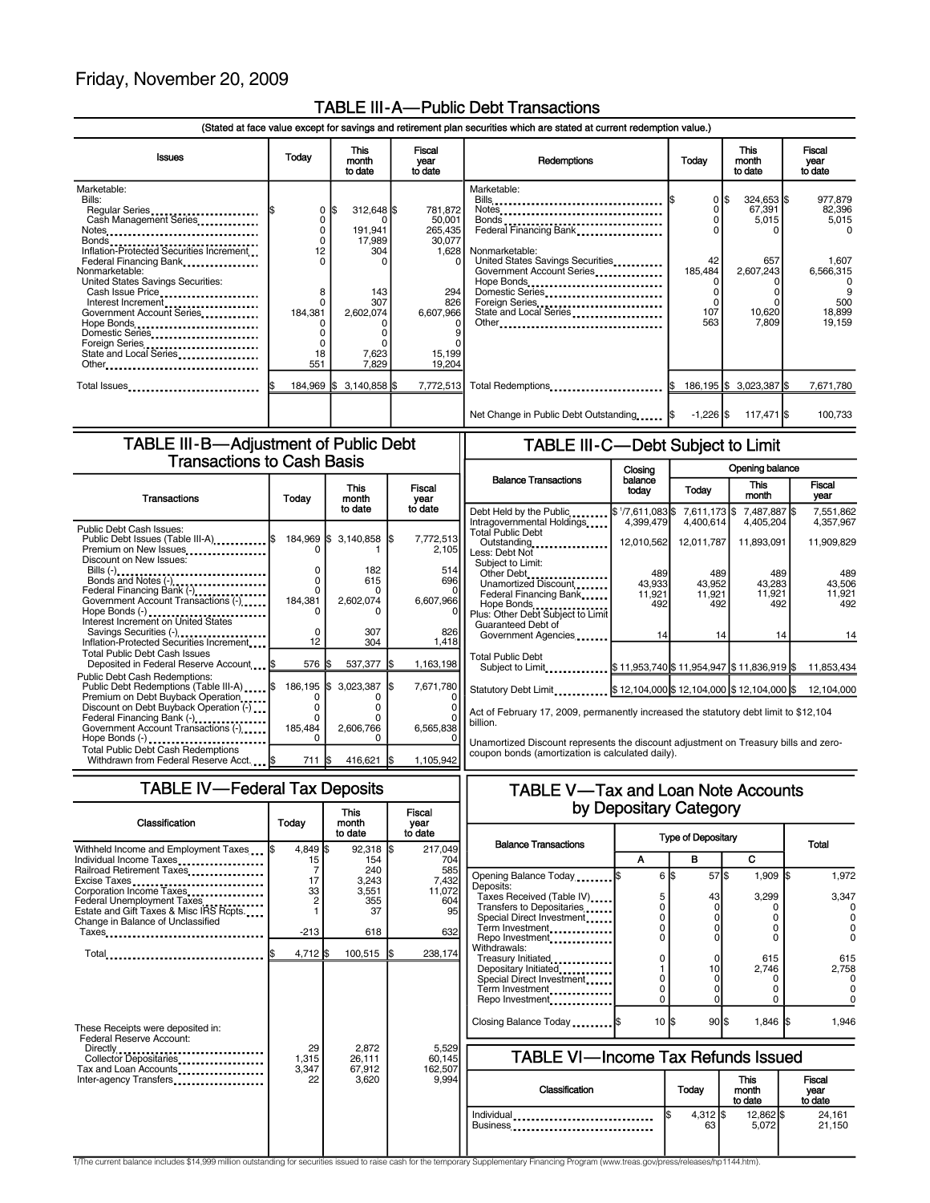Friday, November 20, 2009

## TABLE III-A—Public Debt Transactions

(Stated at face value except for savings and retirement plan securities which are stated at current redemption value.)

| Issues | Today | This month to date | Fiscal year to date |
|---|---|---|---|
| Marketable: | | | |
| Bills: | | | |
| Regular Series | $ 0 | $ 312,648 | $ 781,872 |
| Cash Management Series | 0 | 0 | 50,001 |
| Notes | 0 | 191,941 | 265,435 |
| Bonds | 0 | 17,989 | 30,077 |
| Inflation-Protected Securities Increment | 12 | 304 | 1,628 |
| Federal Financing Bank | 0 | 0 | 0 |
| Nonmarketable: | | | |
| United States Savings Securities: | | | |
| Cash Issue Price | 8 | 143 | 294 |
| Interest Increment | 0 | 307 | 826 |
| Government Account Series | 184,381 | 2,602,074 | 6,607,966 |
| Hope Bonds | 0 | 0 | 0 |
| Domestic Series | 0 | 0 | 9 |
| Foreign Series | 0 | 0 | 0 |
| State and Local Series | 18 | 7,623 | 15,199 |
| Other | 551 | 7,829 | 19,204 |
| Total Issues | $ 184,969 | $ 3,140,858 | $ 7,772,513 |

| Redemptions | Today | This month to date | Fiscal year to date |
|---|---|---|---|
| Marketable: | | | |
| Bills | $ 0 | $ 324,653 | $ 977,879 |
| Notes | 0 | 67,391 | 82,396 |
| Bonds | 0 | 5,015 | 5,015 |
| Federal Financing Bank | 0 | 0 | 0 |
| Nonmarketable: | | | |
| United States Savings Securities | 42 | 657 | 1,607 |
| Government Account Series | 185,484 | 2,607,243 | 6,566,315 |
| Hope Bonds | 0 | 0 | 0 |
| Domestic Series | 0 | 0 | 9 |
| Foreign Series | 0 | 0 | 500 |
| State and Local Series | 107 | 10,620 | 18,899 |
| Other | 563 | 7,809 | 19,159 |
| Total Redemptions | $ 186,195 | $ 3,023,387 | $ 7,671,780 |
| Net Change in Public Debt Outstanding | $ -1,226 | $ 117,471 | $ 100,733 |

## TABLE III-B—Adjustment of Public Debt Transactions to Cash Basis

| Transactions | Today | This month to date | Fiscal year to date |
|---|---|---|---|
| Public Debt Cash Issues: | | | |
| Public Debt Issues (Table III-A) | $ 184,969 | $ 3,140,858 | $ 7,772,513 |
| Premium on New Issues | 0 | 1 | 2,105 |
| Discount on New Issues: | | | |
| Bills (-) | 0 | 182 | 514 |
| Bonds and Notes (-) | 0 | 615 | 696 |
| Federal Financing Bank (-) | 0 | 0 | 0 |
| Government Account Transactions (-) | 184,381 | 2,602,074 | 6,607,966 |
| Hope Bonds (-) | 0 | 0 | 0 |
| Interest Increment on United States Savings Securities (-) | 0 | 307 | 826 |
| Inflation-Protected Securities Increment | 12 | 304 | 1,418 |
| Total Public Debt Cash Issues Deposited in Federal Reserve Account | $ 576 | $ 537,377 | $ 1,163,198 |
| Public Debt Cash Redemptions: | | | |
| Public Debt Redemptions (Table III-A) | $ 186,195 | $ 3,023,387 | $ 7,671,780 |
| Premium on Debt Buyback Operation | 0 | 0 | 0 |
| Discount on Debt Buyback Operation (-) | 0 | 0 | 0 |
| Federal Financing Bank (-) | 0 | 0 | 0 |
| Government Account Transactions (-) | 185,484 | 2,606,766 | 6,565,838 |
| Hope Bonds (-) | 0 | 0 | 0 |
| Total Public Debt Cash Redemptions Withdrawn from Federal Reserve Acct. | $ 711 | $ 416,621 | $ 1,105,942 |

## TABLE III-C—Debt Subject to Limit

| Balance Transactions | Closing balance today | Opening balance Today | Opening balance This month | Opening balance Fiscal year |
|---|---|---|---|---|
| Debt Held by the Public | $ [1]7,611,083 | $ 7,611,173 | $ 7,487,887 | $ 7,551,862 |
| Intragovernmental Holdings | 4,399,479 | 4,400,614 | 4,405,204 | 4,357,967 |
| Total Public Debt Outstanding | 12,010,562 | 12,011,787 | 11,893,091 | 11,909,829 |
| Less: Debt Not Subject to Limit: | | | | |
| Other Debt | 489 | 489 | 489 | 489 |
| Unamortized Discount | 43,933 | 43,952 | 43,283 | 43,506 |
| Federal Financing Bank | 11,921 | 11,921 | 11,921 | 11,921 |
| Hope Bonds | 492 | 492 | 492 | 492 |
| Plus: Other Debt Subject to Limit | | | | |
| Guaranteed Debt of Government Agencies | 14 | 14 | 14 | 14 |
| Total Public Debt Subject to Limit | $ 11,953,740 | $ 11,954,947 | $ 11,836,919 | $ 11,853,434 |
| Statutory Debt Limit | $ 12,104,000 | $ 12,104,000 | $ 12,104,000 | $ 12,104,000 |

Act of February 17, 2009, permanently increased the statutory debt limit to $12,104 billion.

Unamortized Discount represents the discount adjustment on Treasury bills and zero-coupon bonds (amortization is calculated daily).

## TABLE IV—Federal Tax Deposits

| Classification | Today | This month to date | Fiscal year to date |
|---|---|---|---|
| Withheld Income and Employment Taxes | $ 4,849 | $ 92,318 | $ 217,049 |
| Individual Income Taxes | 15 | 154 | 704 |
| Railroad Retirement Taxes | 7 | 240 | 585 |
| Excise Taxes | 17 | 3,243 | 7,432 |
| Corporation Income Taxes | 33 | 3,551 | 11,072 |
| Federal Unemployment Taxes | 2 | 355 | 604 |
| Estate and Gift Taxes & Misc IRS Rcpts. | 1 | 37 | 95 |
| Change in Balance of Unclassified Taxes | -213 | 618 | 632 |
| Total | $ 4,712 | $ 100,515 | $ 238,174 |
| These Receipts were deposited in: | | | |
| Federal Reserve Account: | | | |
| Directly | 29 | 2,872 | 5,529 |
| Collector Depositaries | 1,315 | 26,111 | 60,145 |
| Tax and Loan Accounts | 3,347 | 67,912 | 162,507 |
| Inter-agency Transfers | 22 | 3,620 | 9,994 |

## TABLE V—Tax and Loan Note Accounts by Depositary Category

| Balance Transactions | Type of Depositary A | B | C | Total |
|---|---|---|---|---|
| Opening Balance Today | $ 6 | $ 57 | $ 1,909 | $ 1,972 |
| Deposits: | | | | |
| Taxes Received (Table IV) | 5 | 43 | 3,299 | 3,347 |
| Transfers to Depositaries | 0 | 0 | 0 | 0 |
| Special Direct Investment | 0 | 0 | 0 | 0 |
| Term Investment | 0 | 0 | 0 | 0 |
| Repo Investment | 0 | 0 | 0 | 0 |
| Withdrawals: | | | | |
| Treasury Initiated | 0 | 0 | 615 | 615 |
| Depositary Initiated | 1 | 10 | 2,746 | 2,758 |
| Special Direct Investment | 0 | 0 | 0 | 0 |
| Term Investment | 0 | 0 | 0 | 0 |
| Repo Investment | 0 | 0 | 0 | 0 |
| Closing Balance Today | $ 10 | $ 90 | $ 1,846 | $ 1,946 |

## TABLE VI—Income Tax Refunds Issued

| Classification | Today | This month to date | Fiscal year to date |
|---|---|---|---|
| Individual | $ 4,312 | $ 12,862 | $ 24,161 |
| Business | 63 | 5,072 | 21,150 |

[1]The current balance includes $14,999 million outstanding for securities issued to raise cash for the temporary Supplementary Financing Program (www.treas.gov/press/releases/hp1144.htm).